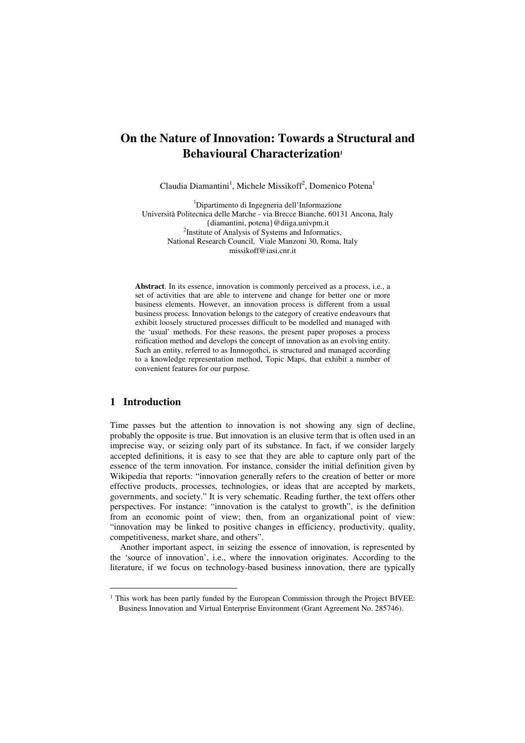# On the Nature of Innovation: Towards a Structural and Behavioural Characterization[1]

Claudia Diamantini[1], Michele Missikoff[2], Domenico Potena[1]

[1]Dipartimento di Ingegneria dell'Informazione
Università Politecnica delle Marche - via Brecce Bianche, 60131 Ancona, Italy
{diamantini, potena}@diiga.univpm.it
[2]Institute of Analysis of Systems and Informatics,
National Research Council, Viale Manzoni 30, Roma, Italy
missikoff@iasi.cnr.it

**Abstract**. In its essence, innovation is commonly perceived as a process, i.e., a set of activities that are able to intervene and change for better one or more business elements. However, an innovation process is different from a usual business process. Innovation belongs to the category of creative endeavours that exhibit loosely structured processes difficult to be modelled and managed with the 'usual' methods. For these reasons, the present paper proposes a process reification method and develops the concept of innovation as an evolving entity. Such an entity, referred to as Innnogothci, is structured and managed according to a knowledge representation method, Topic Maps, that exhibit a number of convenient features for our purpose.

## 1 Introduction

Time passes but the attention to innovation is not showing any sign of decline, probably the opposite is true. But innovation is an elusive term that is often used in an imprecise way, or seizing only part of its substance. In fact, if we consider largely accepted definitions, it is easy to see that they are able to capture only part of the essence of the term innovation. For instance, consider the initial definition given by Wikipedia that reports: "innovation generally refers to the creation of better or more effective products, processes, technologies, or ideas that are accepted by markets, governments, and society." It is very schematic. Reading further, the text offers other perspectives. For instance: "innovation is the catalyst to growth", is the definition from an economic point of view; then, from an organizational point of view: "innovation may be linked to positive changes in efficiency, productivity, quality, competitiveness, market share, and others".

Another important aspect, in seizing the essence of innovation, is represented by the 'source of innovation', i.e., where the innovation originates. According to the literature, if we focus on technology-based business innovation, there are typically

[1] This work has been partly funded by the European Commission through the Project BIVEE: Business Innovation and Virtual Enterprise Environment (Grant Agreement No. 285746).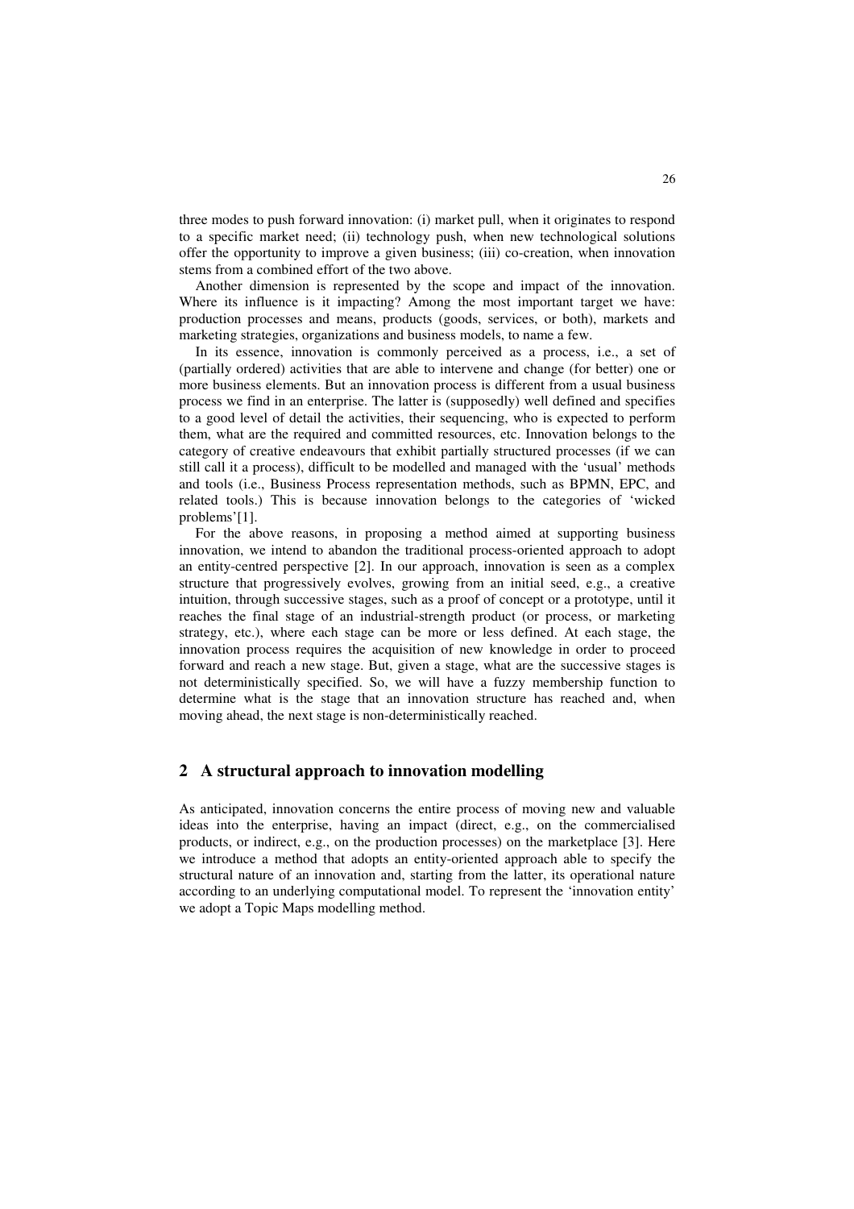three modes to push forward innovation: (i) market pull, when it originates to respond to a specific market need; (ii) technology push, when new technological solutions offer the opportunity to improve a given business; (iii) co-creation, when innovation stems from a combined effort of the two above.

Another dimension is represented by the scope and impact of the innovation. Where its influence is it impacting? Among the most important target we have: production processes and means, products (goods, services, or both), markets and marketing strategies, organizations and business models, to name a few.

In its essence, innovation is commonly perceived as a process, i.e., a set of (partially ordered) activities that are able to intervene and change (for better) one or more business elements. But an innovation process is different from a usual business process we find in an enterprise. The latter is (supposedly) well defined and specifies to a good level of detail the activities, their sequencing, who is expected to perform them, what are the required and committed resources, etc. Innovation belongs to the category of creative endeavours that exhibit partially structured processes (if we can still call it a process), difficult to be modelled and managed with the 'usual' methods and tools (i.e., Business Process representation methods, such as BPMN, EPC, and related tools.) This is because innovation belongs to the categories of 'wicked problems'[1].

For the above reasons, in proposing a method aimed at supporting business innovation, we intend to abandon the traditional process-oriented approach to adopt an entity-centred perspective [2]. In our approach, innovation is seen as a complex structure that progressively evolves, growing from an initial seed, e.g., a creative intuition, through successive stages, such as a proof of concept or a prototype, until it reaches the final stage of an industrial-strength product (or process, or marketing strategy, etc.), where each stage can be more or less defined. At each stage, the innovation process requires the acquisition of new knowledge in order to proceed forward and reach a new stage. But, given a stage, what are the successive stages is not deterministically specified. So, we will have a fuzzy membership function to determine what is the stage that an innovation structure has reached and, when moving ahead, the next stage is non-deterministically reached.

## 2 A structural approach to innovation modelling

As anticipated, innovation concerns the entire process of moving new and valuable ideas into the enterprise, having an impact (direct, e.g., on the commercialised products, or indirect, e.g., on the production processes) on the marketplace [3]. Here we introduce a method that adopts an entity-oriented approach able to specify the structural nature of an innovation and, starting from the latter, its operational nature according to an underlying computational model. To represent the 'innovation entity' we adopt a Topic Maps modelling method.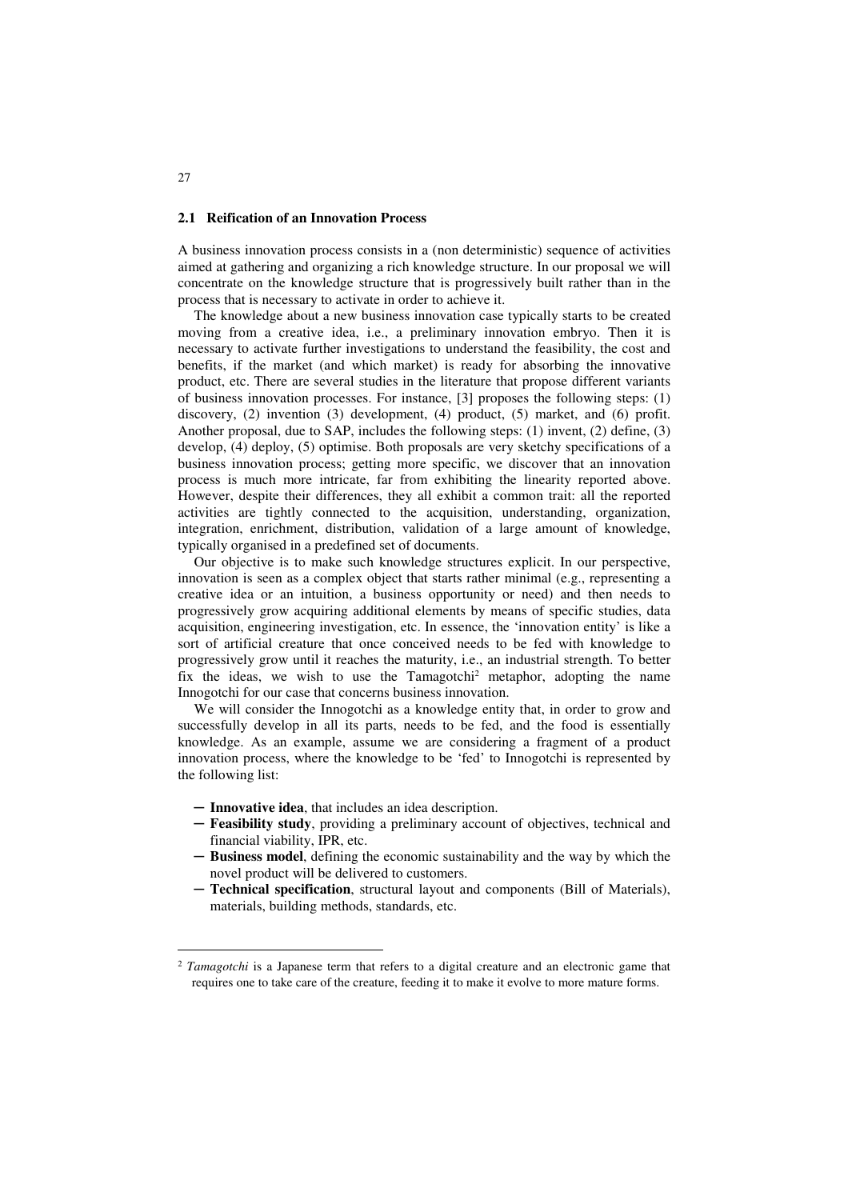### 2.1 Reification of an Innovation Process

A business innovation process consists in a (non deterministic) sequence of activities aimed at gathering and organizing a rich knowledge structure. In our proposal we will concentrate on the knowledge structure that is progressively built rather than in the process that is necessary to activate in order to achieve it.

The knowledge about a new business innovation case typically starts to be created moving from a creative idea, i.e., a preliminary innovation embryo. Then it is necessary to activate further investigations to understand the feasibility, the cost and benefits, if the market (and which market) is ready for absorbing the innovative product, etc. There are several studies in the literature that propose different variants of business innovation processes. For instance, [3] proposes the following steps: (1) discovery, (2) invention (3) development, (4) product, (5) market, and (6) profit. Another proposal, due to SAP, includes the following steps: (1) invent, (2) define, (3) develop, (4) deploy, (5) optimise. Both proposals are very sketchy specifications of a business innovation process; getting more specific, we discover that an innovation process is much more intricate, far from exhibiting the linearity reported above. However, despite their differences, they all exhibit a common trait: all the reported activities are tightly connected to the acquisition, understanding, organization, integration, enrichment, distribution, validation of a large amount of knowledge, typically organised in a predefined set of documents.

Our objective is to make such knowledge structures explicit. In our perspective, innovation is seen as a complex object that starts rather minimal (e.g., representing a creative idea or an intuition, a business opportunity or need) and then needs to progressively grow acquiring additional elements by means of specific studies, data acquisition, engineering investigation, etc. In essence, the 'innovation entity' is like a sort of artificial creature that once conceived needs to be fed with knowledge to progressively grow until it reaches the maturity, i.e., an industrial strength. To better fix the ideas, we wish to use the Tamagotchi[2] metaphor, adopting the name Innogotchi for our case that concerns business innovation.

We will consider the Innogotchi as a knowledge entity that, in order to grow and successfully develop in all its parts, needs to be fed, and the food is essentially knowledge. As an example, assume we are considering a fragment of a product innovation process, where the knowledge to be 'fed' to Innogotchi is represented by the following list:

- **Innovative idea**, that includes an idea description.
- **Feasibility study**, providing a preliminary account of objectives, technical and financial viability, IPR, etc.
- **Business model**, defining the economic sustainability and the way by which the novel product will be delivered to customers.
- **Technical specification**, structural layout and components (Bill of Materials), materials, building methods, standards, etc.

---

[2] *Tamagotchi* is a Japanese term that refers to a digital creature and an electronic game that requires one to take care of the creature, feeding it to make it evolve to more mature forms.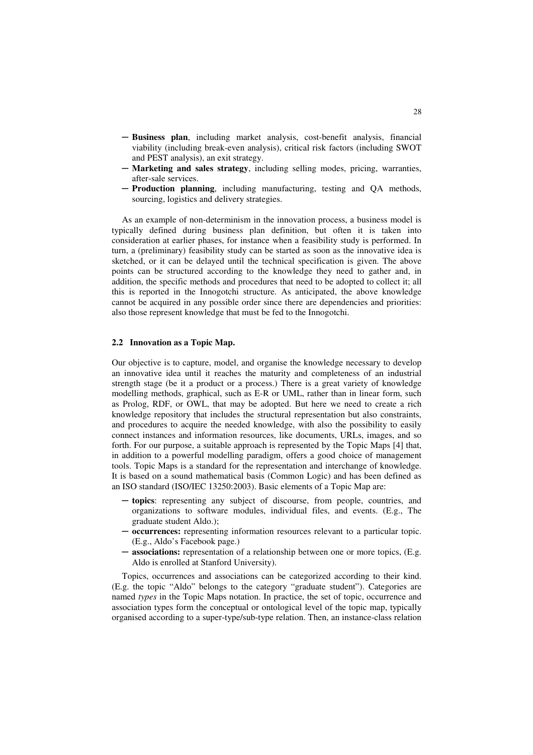- **Business plan**, including market analysis, cost-benefit analysis, financial viability (including break-even analysis), critical risk factors (including SWOT and PEST analysis), an exit strategy.
- **Marketing and sales strategy**, including selling modes, pricing, warranties, after-sale services.
- **Production planning**, including manufacturing, testing and QA methods, sourcing, logistics and delivery strategies.

As an example of non-determinism in the innovation process, a business model is typically defined during business plan definition, but often it is taken into consideration at earlier phases, for instance when a feasibility study is performed. In turn, a (preliminary) feasibility study can be started as soon as the innovative idea is sketched, or it can be delayed until the technical specification is given. The above points can be structured according to the knowledge they need to gather and, in addition, the specific methods and procedures that need to be adopted to collect it; all this is reported in the Innogotchi structure. As anticipated, the above knowledge cannot be acquired in any possible order since there are dependencies and priorities: also those represent knowledge that must be fed to the Innogotchi.

### 2.2 Innovation as a Topic Map.

Our objective is to capture, model, and organise the knowledge necessary to develop an innovative idea until it reaches the maturity and completeness of an industrial strength stage (be it a product or a process.) There is a great variety of knowledge modelling methods, graphical, such as E-R or UML, rather than in linear form, such as Prolog, RDF, or OWL, that may be adopted. But here we need to create a rich knowledge repository that includes the structural representation but also constraints, and procedures to acquire the needed knowledge, with also the possibility to easily connect instances and information resources, like documents, URLs, images, and so forth. For our purpose, a suitable approach is represented by the Topic Maps [4] that, in addition to a powerful modelling paradigm, offers a good choice of management tools. Topic Maps is a standard for the representation and interchange of knowledge. It is based on a sound mathematical basis (Common Logic) and has been defined as an ISO standard (ISO/IEC 13250:2003). Basic elements of a Topic Map are:

- **topics**: representing any subject of discourse, from people, countries, and organizations to software modules, individual files, and events. (E.g., The graduate student Aldo.);
- **occurrences:** representing information resources relevant to a particular topic. (E.g., Aldo's Facebook page.)
- **associations:** representation of a relationship between one or more topics, (E.g. Aldo is enrolled at Stanford University).

Topics, occurrences and associations can be categorized according to their kind. (E.g. the topic "Aldo" belongs to the category "graduate student"). Categories are named *types* in the Topic Maps notation. In practice, the set of topic, occurrence and association types form the conceptual or ontological level of the topic map, typically organised according to a super-type/sub-type relation. Then, an instance-class relation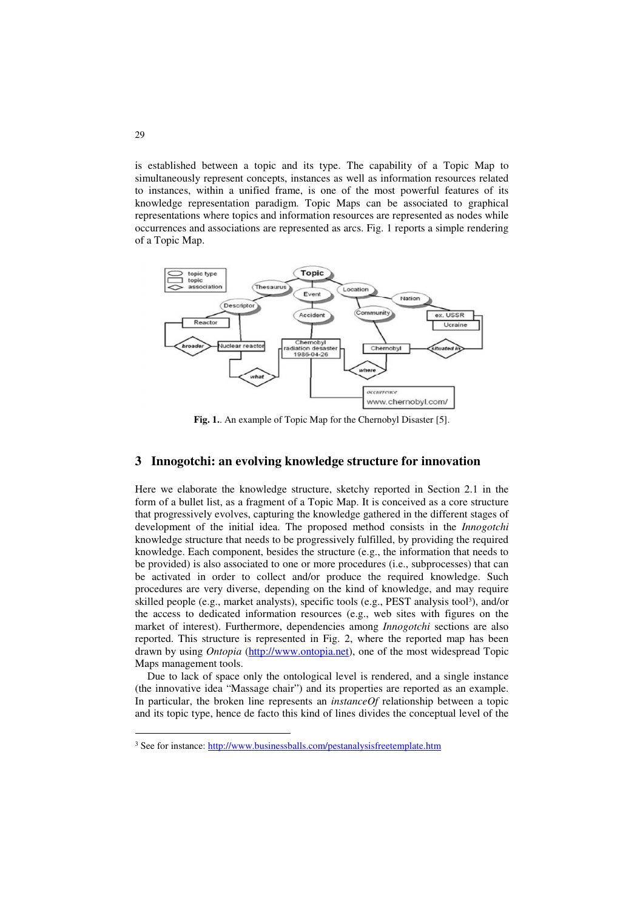is established between a topic and its type. The capability of a Topic Map to simultaneously represent concepts, instances as well as information resources related to instances, within a unified frame, is one of the most powerful features of its knowledge representation paradigm. Topic Maps can be associated to graphical representations where topics and information resources are represented as nodes while occurrences and associations are represented as arcs. Fig. 1 reports a simple rendering of a Topic Map.

**Fig. 1.**. An example of Topic Map for the Chernobyl Disaster [5].

## 3 Innogotchi: an evolving knowledge structure for innovation

Here we elaborate the knowledge structure, sketchy reported in Section 2.1 in the form of a bullet list, as a fragment of a Topic Map. It is conceived as a core structure that progressively evolves, capturing the knowledge gathered in the different stages of development of the initial idea. The proposed method consists in the *Innogotchi* knowledge structure that needs to be progressively fulfilled, by providing the required knowledge. Each component, besides the structure (e.g., the information that needs to be provided) is also associated to one or more procedures (i.e., subprocesses) that can be activated in order to collect and/or produce the required knowledge. Such procedures are very diverse, depending on the kind of knowledge, and may require skilled people (e.g., market analysts), specific tools (e.g., PEST analysis tool[3]), and/or the access to dedicated information resources (e.g., web sites with figures on the market of interest). Furthermore, dependencies among *Innogotchi* sections are also reported. This structure is represented in Fig. 2, where the reported map has been drawn by using *Ontopia* (http://www.ontopia.net), one of the most widespread Topic Maps management tools.

Due to lack of space only the ontological level is rendered, and a single instance (the innovative idea "Massage chair") and its properties are reported as an example. In particular, the broken line represents an *instanceOf* relationship between a topic and its topic type, hence de facto this kind of lines divides the conceptual level of the

[3] See for instance: http://www.businessballs.com/pestanalysisfreetemplate.htm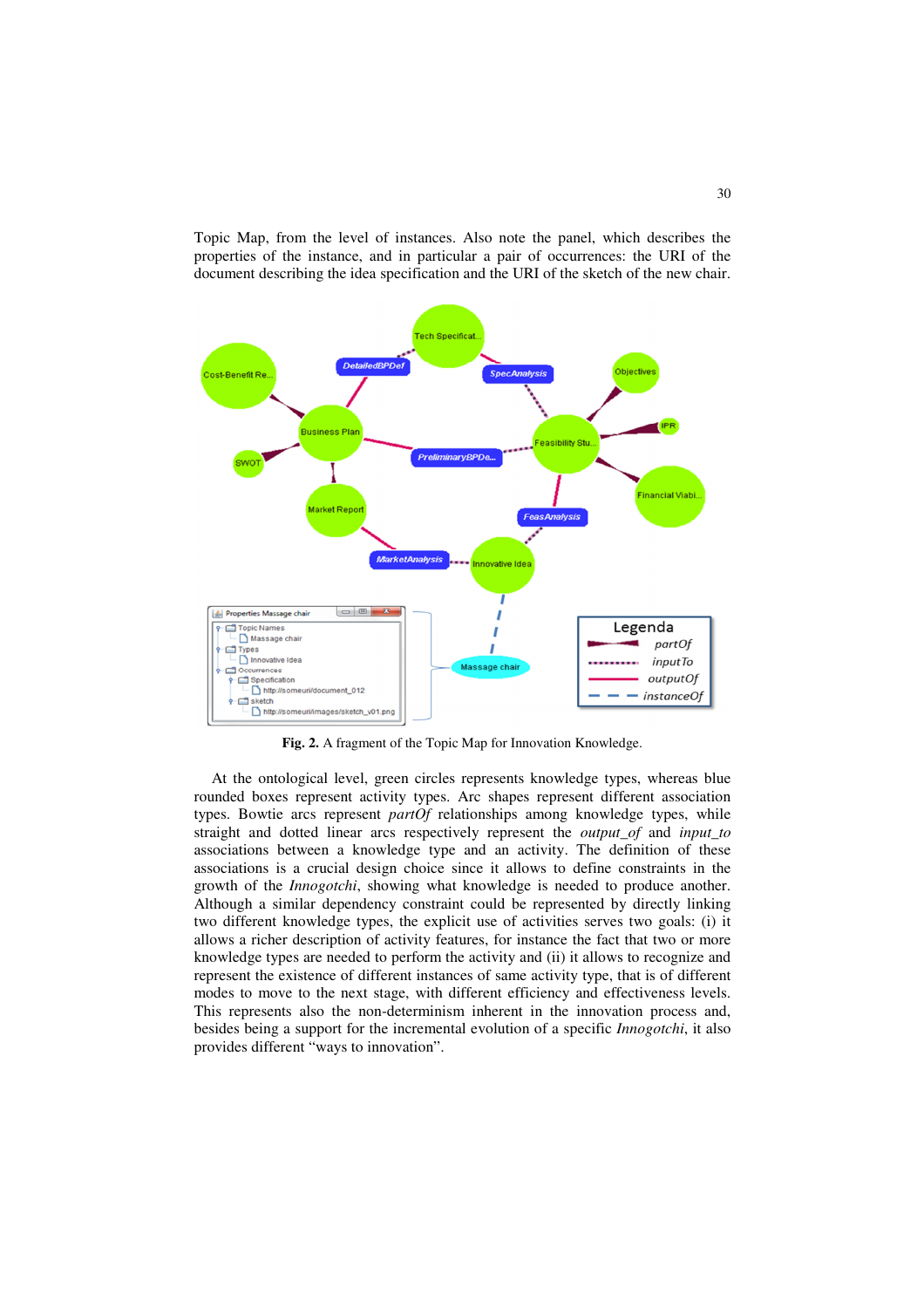Topic Map, from the level of instances. Also note the panel, which describes the properties of the instance, and in particular a pair of occurrences: the URI of the document describing the idea specification and the URI of the sketch of the new chair.

**Fig. 2.** A fragment of the Topic Map for Innovation Knowledge.

At the ontological level, green circles represents knowledge types, whereas blue rounded boxes represent activity types. Arc shapes represent different association types. Bowtie arcs represent *partOf* relationships among knowledge types, while straight and dotted linear arcs respectively represent the *output_of* and *input_to* associations between a knowledge type and an activity. The definition of these associations is a crucial design choice since it allows to define constraints in the growth of the *Innogotchi*, showing what knowledge is needed to produce another. Although a similar dependency constraint could be represented by directly linking two different knowledge types, the explicit use of activities serves two goals: (i) it allows a richer description of activity features, for instance the fact that two or more knowledge types are needed to perform the activity and (ii) it allows to recognize and represent the existence of different instances of same activity type, that is of different modes to move to the next stage, with different efficiency and effectiveness levels. This represents also the non-determinism inherent in the innovation process and, besides being a support for the incremental evolution of a specific *Innogotchi*, it also provides different "ways to innovation".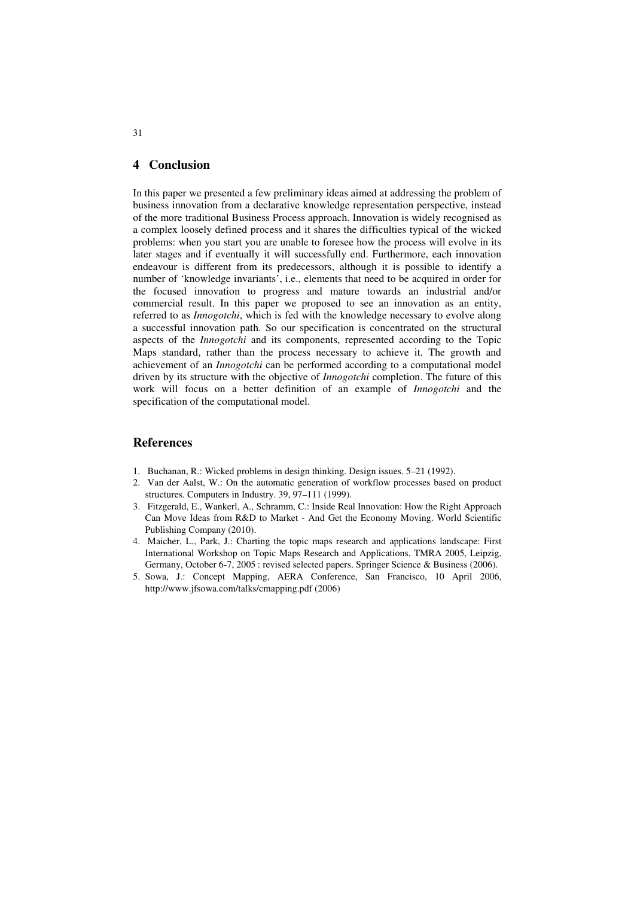## 4 Conclusion

In this paper we presented a few preliminary ideas aimed at addressing the problem of business innovation from a declarative knowledge representation perspective, instead of the more traditional Business Process approach. Innovation is widely recognised as a complex loosely defined process and it shares the difficulties typical of the wicked problems: when you start you are unable to foresee how the process will evolve in its later stages and if eventually it will successfully end. Furthermore, each innovation endeavour is different from its predecessors, although it is possible to identify a number of 'knowledge invariants', i.e., elements that need to be acquired in order for the focused innovation to progress and mature towards an industrial and/or commercial result. In this paper we proposed to see an innovation as an entity, referred to as *Innogotchi*, which is fed with the knowledge necessary to evolve along a successful innovation path. So our specification is concentrated on the structural aspects of the *Innogotchi* and its components, represented according to the Topic Maps standard, rather than the process necessary to achieve it. The growth and achievement of an *Innogotchi* can be performed according to a computational model driven by its structure with the objective of *Innogotchi* completion. The future of this work will focus on a better definition of an example of *Innogotchi* and the specification of the computational model.

## References

1. Buchanan, R.: Wicked problems in design thinking. Design issues. 5–21 (1992).
2. Van der Aalst, W.: On the automatic generation of workflow processes based on product structures. Computers in Industry. 39, 97–111 (1999).
3. Fitzgerald, E., Wankerl, A., Schramm, C.: Inside Real Innovation: How the Right Approach Can Move Ideas from R&D to Market - And Get the Economy Moving. World Scientific Publishing Company (2010).
4. Maicher, L., Park, J.: Charting the topic maps research and applications landscape: First International Workshop on Topic Maps Research and Applications, TMRA 2005, Leipzig, Germany, October 6-7, 2005 : revised selected papers. Springer Science & Business (2006).
5. Sowa, J.: Concept Mapping, AERA Conference, San Francisco, 10 April 2006, http://www.jfsowa.com/talks/cmapping.pdf (2006)